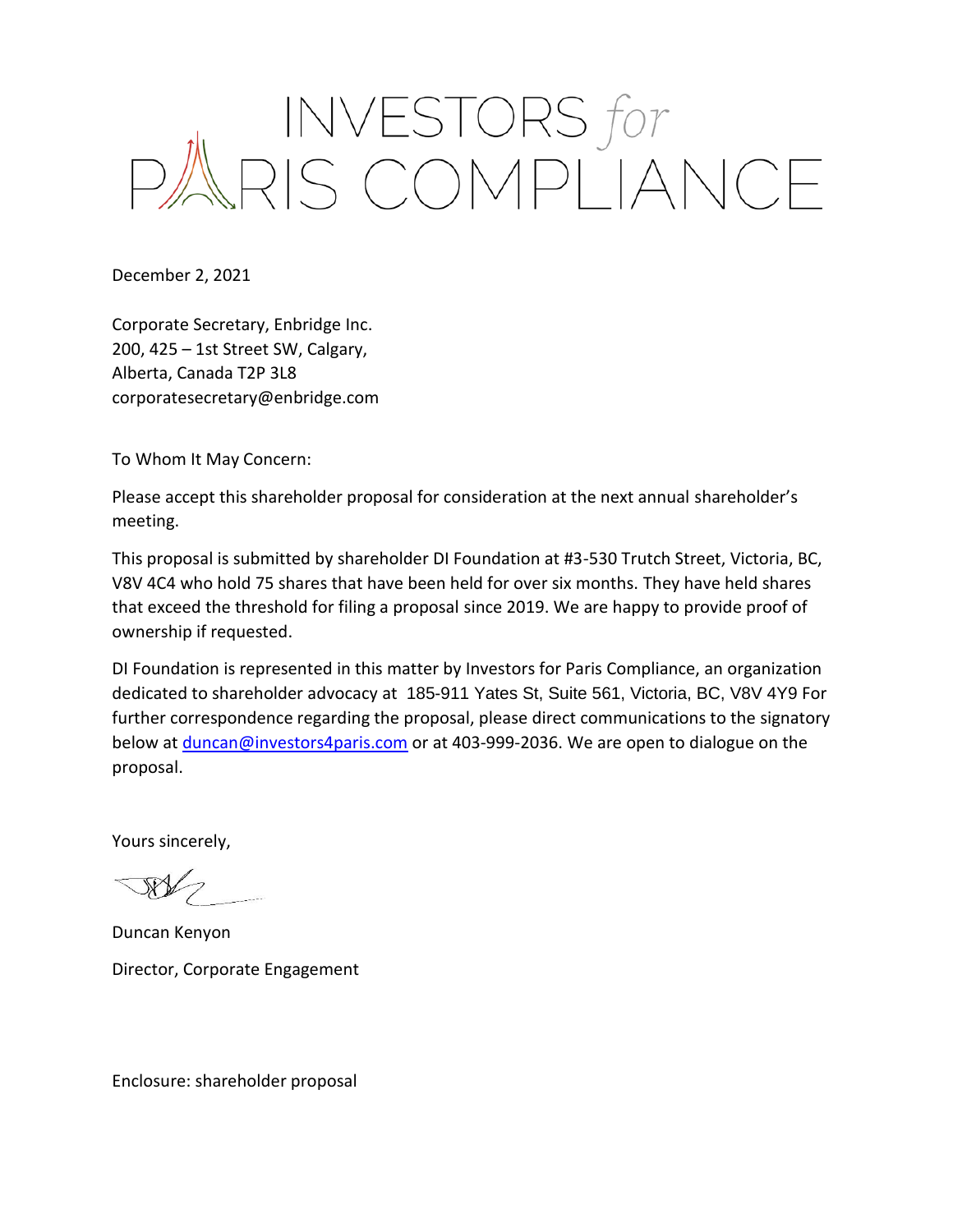# INVESTORS *for* PARIS COMPLIANCE

December 2, 2021

Corporate Secretary, Enbridge Inc.
200, 425 – 1st Street SW, Calgary,
Alberta, Canada T2P 3L8
corporatesecretary@enbridge.com

To Whom It May Concern:

Please accept this shareholder proposal for consideration at the next annual shareholder's meeting.

This proposal is submitted by shareholder DI Foundation at #3-530 Trutch Street, Victoria, BC, V8V 4C4 who hold 75 shares that have been held for over six months. They have held shares that exceed the threshold for filing a proposal since 2019. We are happy to provide proof of ownership if requested.

DI Foundation is represented in this matter by Investors for Paris Compliance, an organization dedicated to shareholder advocacy at 185-911 Yates St, Suite 561, Victoria, BC, V8V 4Y9 For further correspondence regarding the proposal, please direct communications to the signatory below at duncan@investors4paris.com or at 403-999-2036. We are open to dialogue on the proposal.

Yours sincerely,

Duncan Kenyon

Director, Corporate Engagement

Enclosure: shareholder proposal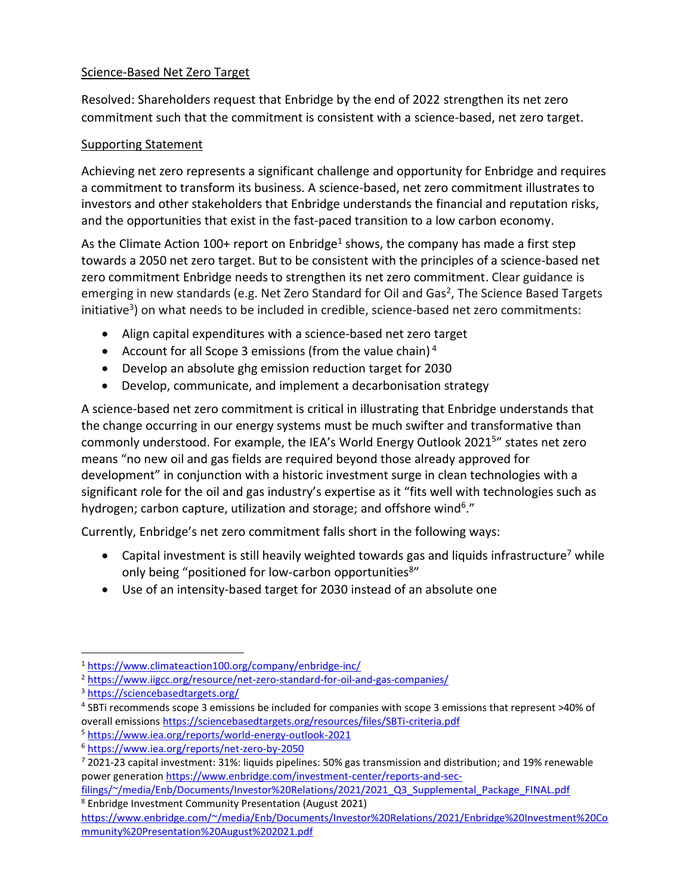Science-Based Net Zero Target

Resolved: Shareholders request that Enbridge by the end of 2022 strengthen its net zero commitment such that the commitment is consistent with a science-based, net zero target.

Supporting Statement

Achieving net zero represents a significant challenge and opportunity for Enbridge and requires a commitment to transform its business. A science-based, net zero commitment illustrates to investors and other stakeholders that Enbridge understands the financial and reputation risks, and the opportunities that exist in the fast-paced transition to a low carbon economy.

As the Climate Action 100+ report on Enbridge[1] shows, the company has made a first step towards a 2050 net zero target. But to be consistent with the principles of a science-based net zero commitment Enbridge needs to strengthen its net zero commitment. Clear guidance is emerging in new standards (e.g. Net Zero Standard for Oil and Gas[2], The Science Based Targets initiative[3]) on what needs to be included in credible, science-based net zero commitments:

- Align capital expenditures with a science-based net zero target
- Account for all Scope 3 emissions (from the value chain)[4]
- Develop an absolute ghg emission reduction target for 2030
- Develop, communicate, and implement a decarbonisation strategy

A science-based net zero commitment is critical in illustrating that Enbridge understands that the change occurring in our energy systems must be much swifter and transformative than commonly understood. For example, the IEA's World Energy Outlook 2021[5]" states net zero means "no new oil and gas fields are required beyond those already approved for development" in conjunction with a historic investment surge in clean technologies with a significant role for the oil and gas industry's expertise as it "fits well with technologies such as hydrogen; carbon capture, utilization and storage; and offshore wind[6]."

Currently, Enbridge's net zero commitment falls short in the following ways:

- Capital investment is still heavily weighted towards gas and liquids infrastructure[7] while only being "positioned for low-carbon opportunities[8]"
- Use of an intensity-based target for 2030 instead of an absolute one

---

[1] https://www.climateaction100.org/company/enbridge-inc/

[2] https://www.iigcc.org/resource/net-zero-standard-for-oil-and-gas-companies/

[3] https://sciencebasedtargets.org/

[4] SBTi recommends scope 3 emissions be included for companies with scope 3 emissions that represent >40% of overall emissions https://sciencebasedtargets.org/resources/files/SBTi-criteria.pdf

[5] https://www.iea.org/reports/world-energy-outlook-2021

[6] https://www.iea.org/reports/net-zero-by-2050

[7] 2021-23 capital investment: 31%: liquids pipelines: 50% gas transmission and distribution; and 19% renewable power generation https://www.enbridge.com/investment-center/reports-and-sec-filings/~/media/Enb/Documents/Investor%20Relations/2021/2021_Q3_Supplemental_Package_FINAL.pdf

[8] Enbridge Investment Community Presentation (August 2021) https://www.enbridge.com/~/media/Enb/Documents/Investor%20Relations/2021/Enbridge%20Investment%20Community%20Presentation%20August%202021.pdf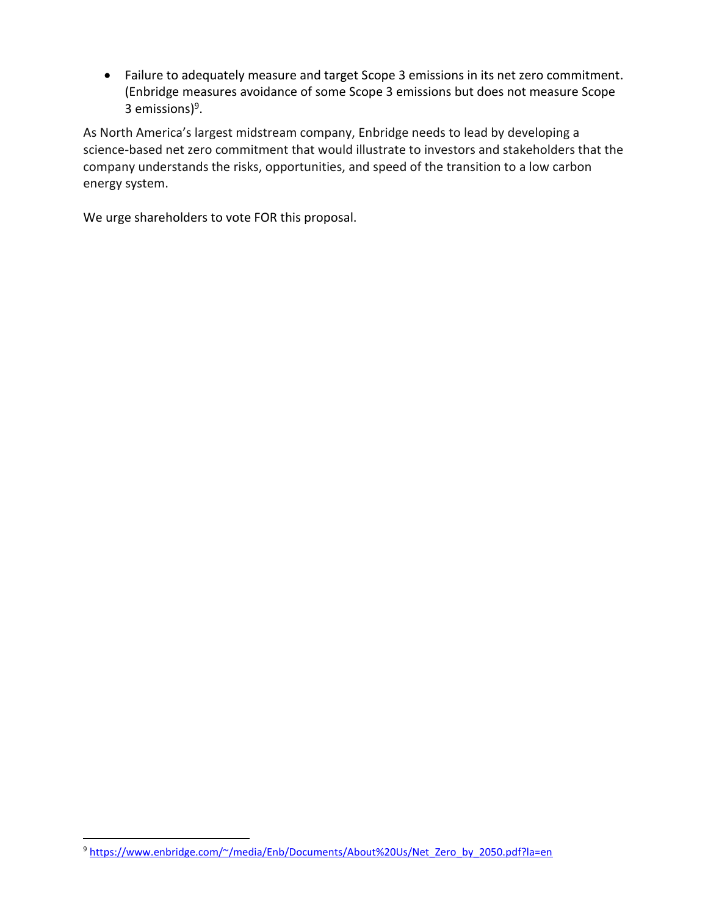- Failure to adequately measure and target Scope 3 emissions in its net zero commitment. (Enbridge measures avoidance of some Scope 3 emissions but does not measure Scope 3 emissions)[9].

As North America's largest midstream company, Enbridge needs to lead by developing a science-based net zero commitment that would illustrate to investors and stakeholders that the company understands the risks, opportunities, and speed of the transition to a low carbon energy system.

We urge shareholders to vote FOR this proposal.

---

[9] https://www.enbridge.com/~/media/Enb/Documents/About%20Us/Net_Zero_by_2050.pdf?la=en